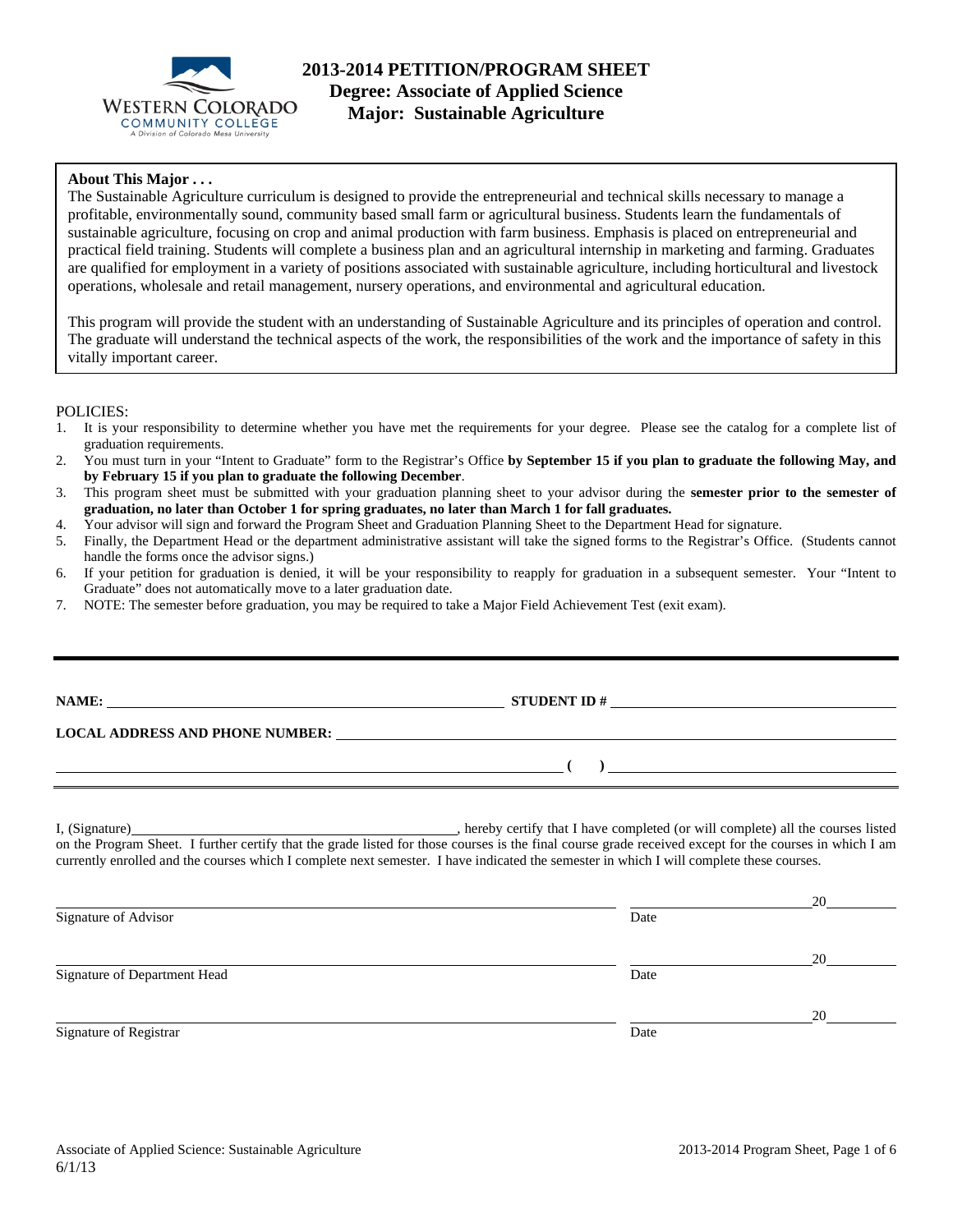# 2013-2014 PETITION/PROGRAM SHEET
## Degree: Associate of Applied Science
## Major: Sustainable Agriculture

**About This Major . . .**

The Sustainable Agriculture curriculum is designed to provide the entrepreneurial and technical skills necessary to manage a profitable, environmentally sound, community based small farm or agricultural business. Students learn the fundamentals of sustainable agriculture, focusing on crop and animal production with farm business. Emphasis is placed on entrepreneurial and practical field training. Students will complete a business plan and an agricultural internship in marketing and farming. Graduates are qualified for employment in a variety of positions associated with sustainable agriculture, including horticultural and livestock operations, wholesale and retail management, nursery operations, and environmental and agricultural education.

This program will provide the student with an understanding of Sustainable Agriculture and its principles of operation and control. The graduate will understand the technical aspects of the work, the responsibilities of the work and the importance of safety in this vitally important career.

POLICIES:

1. It is your responsibility to determine whether you have met the requirements for your degree. Please see the catalog for a complete list of graduation requirements.
2. You must turn in your "Intent to Graduate" form to the Registrar's Office **by September 15 if you plan to graduate the following May, and by February 15 if you plan to graduate the following December**.
3. This program sheet must be submitted with your graduation planning sheet to your advisor during the **semester prior to the semester of graduation, no later than October 1 for spring graduates, no later than March 1 for fall graduates.**
4. Your advisor will sign and forward the Program Sheet and Graduation Planning Sheet to the Department Head for signature.
5. Finally, the Department Head or the department administrative assistant will take the signed forms to the Registrar's Office. (Students cannot handle the forms once the advisor signs.)
6. If your petition for graduation is denied, it will be your responsibility to reapply for graduation in a subsequent semester. Your "Intent to Graduate" does not automatically move to a later graduation date.
7. NOTE: The semester before graduation, you may be required to take a Major Field Achievement Test (exit exam).

---

**NAME:** \_\_\_\_\_\_\_\_\_\_\_\_\_\_\_\_\_\_\_\_ **STUDENT ID #** \_\_\_\_\_\_\_\_\_\_\_\_\_\_\_\_\_\_\_\_

**LOCAL ADDRESS AND PHONE NUMBER:** \_\_\_\_\_\_\_\_\_\_\_\_\_\_\_\_\_\_\_\_

\_\_\_\_\_\_\_\_\_\_\_\_\_\_\_\_\_\_\_\_ **( )** \_\_\_\_\_\_\_\_\_\_\_\_\_\_\_\_\_\_\_\_

I, (Signature)\_\_\_\_\_\_\_\_\_\_\_\_\_\_\_\_\_\_\_\_, hereby certify that I have completed (or will complete) all the courses listed on the Program Sheet. I further certify that the grade listed for those courses is the final course grade received except for the courses in which I am currently enrolled and the courses which I complete next semester. I have indicated the semester in which I will complete these courses.

\_\_\_\_\_\_\_\_\_\_\_\_\_\_\_\_\_\_\_\_ \_\_\_\_\_\_\_\_\_\_20\_\_\_\_\_
Signature of Advisor Date

\_\_\_\_\_\_\_\_\_\_\_\_\_\_\_\_\_\_\_\_ \_\_\_\_\_\_\_\_\_\_20\_\_\_\_\_
Signature of Department Head Date

\_\_\_\_\_\_\_\_\_\_\_\_\_\_\_\_\_\_\_\_ \_\_\_\_\_\_\_\_\_\_20\_\_\_\_\_
Signature of Registrar Date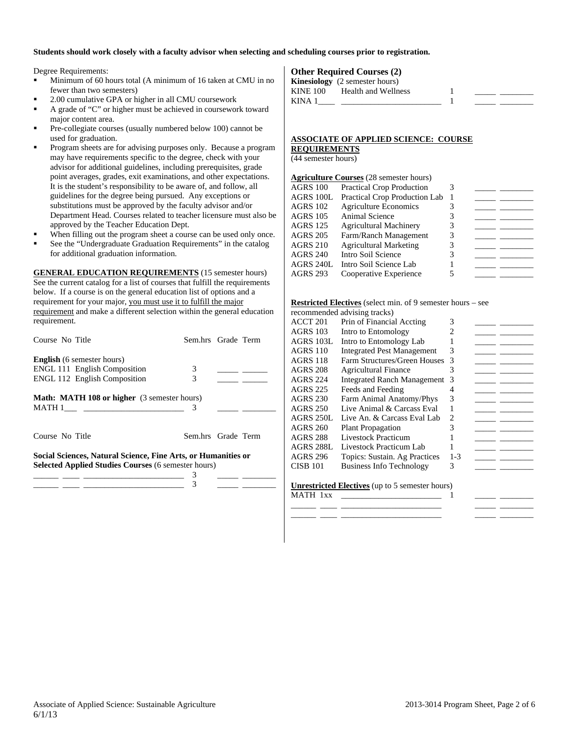**Students should work closely with a faculty advisor when selecting and scheduling courses prior to registration.**

Degree Requirements:

- Minimum of 60 hours total (A minimum of 16 taken at CMU in no fewer than two semesters)
- 2.00 cumulative GPA or higher in all CMU coursework
- A grade of "C" or higher must be achieved in coursework toward major content area.
- Pre-collegiate courses (usually numbered below 100) cannot be used for graduation.
- Program sheets are for advising purposes only. Because a program may have requirements specific to the degree, check with your advisor for additional guidelines, including prerequisites, grade point averages, grades, exit examinations, and other expectations. It is the student's responsibility to be aware of, and follow, all guidelines for the degree being pursued. Any exceptions or substitutions must be approved by the faculty advisor and/or Department Head. Courses related to teacher licensure must also be approved by the Teacher Education Dept.
- When filling out the program sheet a course can be used only once.
- See the "Undergraduate Graduation Requirements" in the catalog for additional graduation information.

**GENERAL EDUCATION REQUIREMENTS** (15 semester hours) See the current catalog for a list of courses that fulfill the requirements below. If a course is on the general education list of options and a requirement for your major, you must use it to fulfill the major requirement and make a different selection within the general education requirement.

| Course No | Title | Sem.hrs | Grade | Term |
|---|---|---|---|---|
| **English** (6 semester hours) | | | | |
| ENGL 111 | English Composition | 3 | _____ | ______ |
| ENGL 112 | English Composition | 3 | _____ | ______ |
| **Math: MATH 108 or higher** (3 semester hours) | | | | |
| MATH 1___ | ________________________ | 3 | _____ | ________ |

| Course No | Title | Sem.hrs | Grade | Term |
|---|---|---|---|---|
| **Social Sciences, Natural Science, Fine Arts, or Humanities or Selected Applied Studies Courses** (6 semester hours) | | | | |
| ______ ____ | ________________________ | 3 | _____ | ________ |
| ______ ____ | ________________________ | 3 | _____ | ________ |

### Other Required Courses (2)

**Kinesiology** (2 semester hours)

| Course No | Title | Sem.hrs | Grade | Term |
|---|---|---|---|---|
| KINE 100 | Health and Wellness | 1 | _____ | ________ |
| KINA 1____ | ________________________ | 1 | _____ | ________ |

**ASSOCIATE OF APPLIED SCIENCE: COURSE REQUIREMENTS**
(44 semester hours)

**Agriculture Courses** (28 semester hours)

| Course No | Title | Sem.hrs | Grade | Term |
|---|---|---|---|---|
| AGRS 100 | Practical Crop Production | 3 | _____ | ________ |
| AGRS 100L | Practical Crop Production Lab | 1 | _____ | ________ |
| AGRS 102 | Agriculture Economics | 3 | _____ | ________ |
| AGRS 105 | Animal Science | 3 | _____ | ________ |
| AGRS 125 | Agricultural Machinery | 3 | _____ | ________ |
| AGRS 205 | Farm/Ranch Management | 3 | _____ | ________ |
| AGRS 210 | Agricultural Marketing | 3 | _____ | ________ |
| AGRS 240 | Intro Soil Science | 3 | _____ | ________ |
| AGRS 240L | Intro Soil Science Lab | 1 | _____ | ________ |
| AGRS 293 | Cooperative Experience | 5 | _____ | ________ |

**Restricted Electives** (select min. of 9 semester hours – see recommended advising tracks)

| Course No | Title | Sem.hrs | Grade | Term |
|---|---|---|---|---|
| ACCT 201 | Prin of Financial Accting | 3 | _____ | ________ |
| AGRS 103 | Intro to Entomology | 2 | _____ | ________ |
| AGRS 103L | Intro to Entomology Lab | 1 | _____ | ________ |
| AGRS 110 | Integrated Pest Management | 3 | _____ | ________ |
| AGRS 118 | Farm Structures/Green Houses | 3 | _____ | ________ |
| AGRS 208 | Agricultural Finance | 3 | _____ | ________ |
| AGRS 224 | Integrated Ranch Management | 3 | _____ | ________ |
| AGRS 225 | Feeds and Feeding | 4 | _____ | ________ |
| AGRS 230 | Farm Animal Anatomy/Phys | 3 | _____ | ________ |
| AGRS 250 | Live Animal & Carcass Eval | 1 | _____ | ________ |
| AGRS 250L | Live An. & Carcass Eval Lab | 2 | _____ | ________ |
| AGRS 260 | Plant Propagation | 3 | _____ | ________ |
| AGRS 288 | Livestock Practicum | 1 | _____ | ________ |
| AGRS 288L | Livestock Practicum Lab | 1 | _____ | ________ |
| AGRS 296 | Topics: Sustain. Ag Practices | 1-3 | _____ | ________ |
| CISB 101 | Business Info Technology | 3 | _____ | ________ |

**Unrestricted Electives** (up to 5 semester hours)

| Course No | Title | Sem.hrs | Grade | Term |
|---|---|---|---|---|
| MATH 1xx | ________________________ | 1 | _____ | ________ |
| ______ ____ | ________________________ | | _____ | ________ |
| ______ ____ | ________________________ | | _____ | ________ |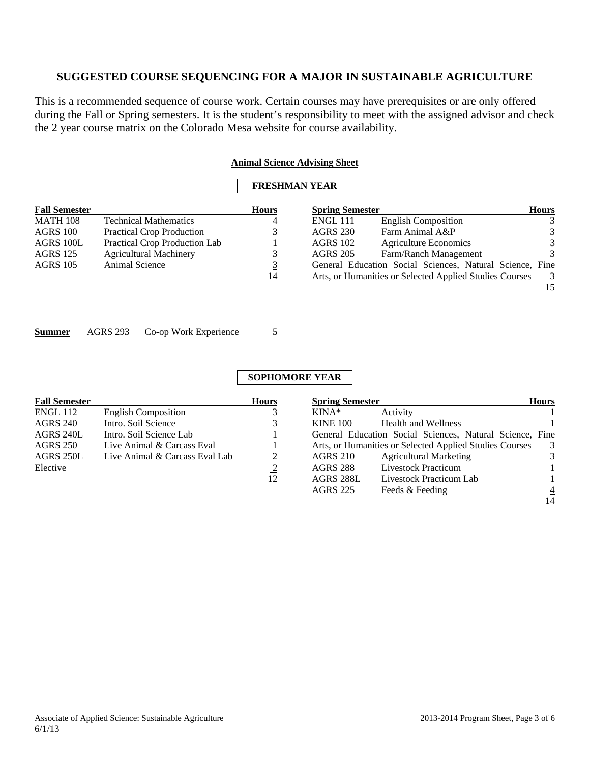## SUGGESTED COURSE SEQUENCING FOR A MAJOR IN SUSTAINABLE AGRICULTURE

This is a recommended sequence of course work. Certain courses may have prerequisites or are only offered during the Fall or Spring semesters. It is the student's responsibility to meet with the assigned advisor and check the 2 year course matrix on the Colorado Mesa website for course availability.

### Animal Science Advising Sheet

#### FRESHMAN YEAR

| Fall Semester | | Hours |
|---|---|---|
| MATH 108 | Technical Mathematics | 4 |
| AGRS 100 | Practical Crop Production | 3 |
| AGRS 100L | Practical Crop Production Lab | 1 |
| AGRS 125 | Agricultural Machinery | 3 |
| AGRS 105 | Animal Science | 3 |
| | | 14 |

| Spring Semester | | Hours |
|---|---|---|
| ENGL 111 | English Composition | 3 |
| AGRS 230 | Farm Animal A&P | 3 |
| AGRS 102 | Agriculture Economics | 3 |
| AGRS 205 | Farm/Ranch Management | 3 |
| General Education Social Sciences, Natural Science, Fine Arts, or Humanities or Selected Applied Studies Courses | | 3 |
| | | 15 |

**Summer** AGRS 293 Co-op Work Experience 5

#### SOPHOMORE YEAR

| Fall Semester | | Hours |
|---|---|---|
| ENGL 112 | English Composition | 3 |
| AGRS 240 | Intro. Soil Science | 3 |
| AGRS 240L | Intro. Soil Science Lab | 1 |
| AGRS 250 | Live Animal & Carcass Eval | 1 |
| AGRS 250L | Live Animal & Carcass Eval Lab | 2 |
| Elective | | 2 |
| | | 12 |

| Spring Semester | | Hours |
|---|---|---|
| KINA* | Activity | 1 |
| KINE 100 | Health and Wellness | 1 |
| General Education Social Sciences, Natural Science, Fine Arts, or Humanities or Selected Applied Studies Courses | | 3 |
| AGRS 210 | Agricultural Marketing | 3 |
| AGRS 288 | Livestock Practicum | 1 |
| AGRS 288L | Livestock Practicum Lab | 1 |
| AGRS 225 | Feeds & Feeding | 4 |
| | | 14 |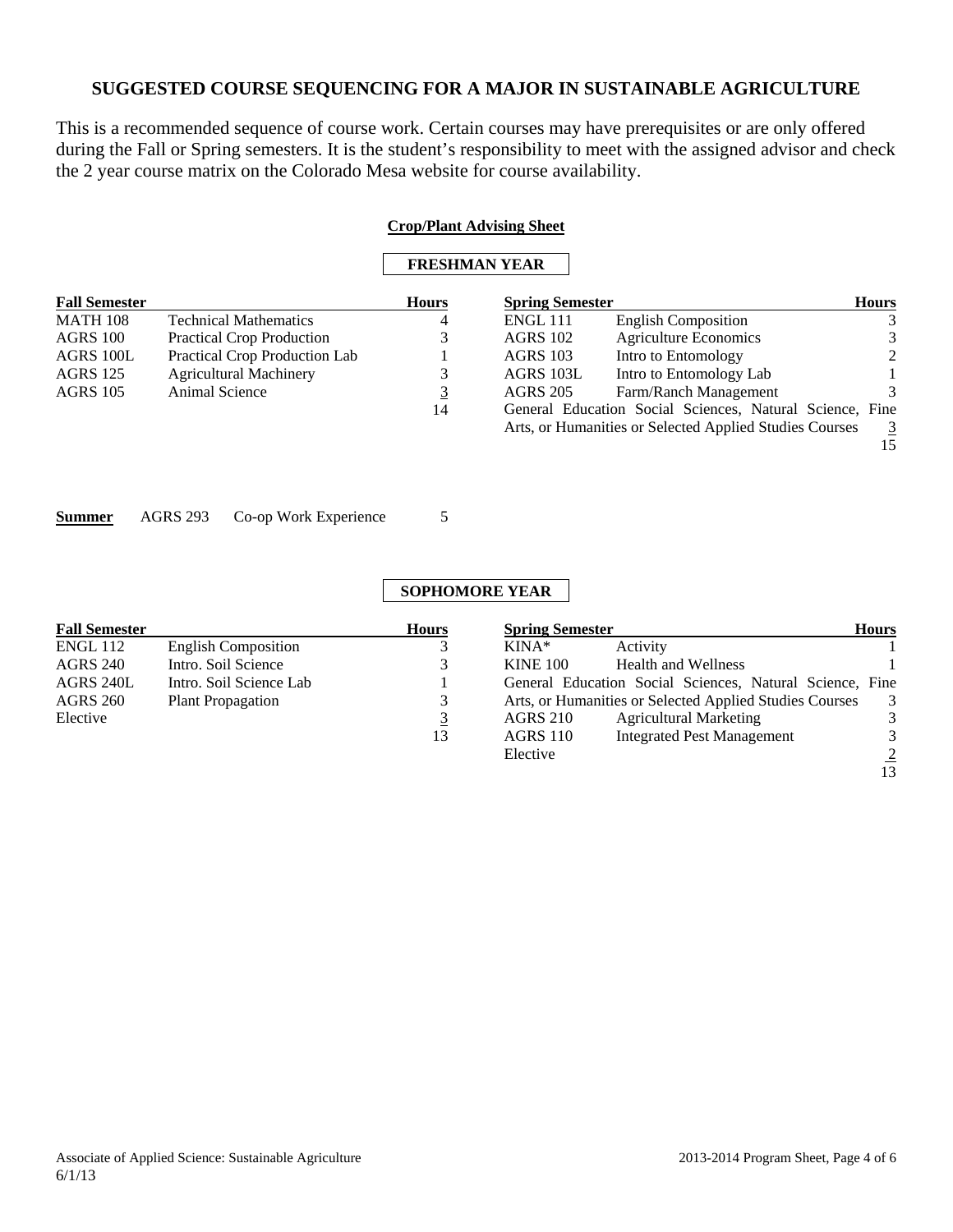## SUGGESTED COURSE SEQUENCING FOR A MAJOR IN SUSTAINABLE AGRICULTURE

This is a recommended sequence of course work. Certain courses may have prerequisites or are only offered during the Fall or Spring semesters. It is the student's responsibility to meet with the assigned advisor and check the 2 year course matrix on the Colorado Mesa website for course availability.

**Crop/Plant Advising Sheet**

### FRESHMAN YEAR

| Fall Semester | | Hours |
|---|---|---|
| MATH 108 | Technical Mathematics | 4 |
| AGRS 100 | Practical Crop Production | 3 |
| AGRS 100L | Practical Crop Production Lab | 1 |
| AGRS 125 | Agricultural Machinery | 3 |
| AGRS 105 | Animal Science | 3 |
| | | 14 |

| Spring Semester | | Hours |
|---|---|---|
| ENGL 111 | English Composition | 3 |
| AGRS 102 | Agriculture Economics | 3 |
| AGRS 103 | Intro to Entomology | 2 |
| AGRS 103L | Intro to Entomology Lab | 1 |
| AGRS 205 | Farm/Ranch Management | 3 |
| General Education Social Sciences, Natural Science, Fine Arts, or Humanities or Selected Applied Studies Courses | | 3 |
| | | 15 |

**Summer** AGRS 293 Co-op Work Experience 5

### SOPHOMORE YEAR

| Fall Semester | | Hours |
|---|---|---|
| ENGL 112 | English Composition | 3 |
| AGRS 240 | Intro. Soil Science | 3 |
| AGRS 240L | Intro. Soil Science Lab | 1 |
| AGRS 260 | Plant Propagation | 3 |
| Elective | | 3 |
| | | 13 |

| Spring Semester | | Hours |
|---|---|---|
| KINA* | Activity | 1 |
| KINE 100 | Health and Wellness | 1 |
| General Education Social Sciences, Natural Science, Fine Arts, or Humanities or Selected Applied Studies Courses | | 3 |
| AGRS 210 | Agricultural Marketing | 3 |
| AGRS 110 | Integrated Pest Management | 3 |
| Elective | | 2 |
| | | 13 |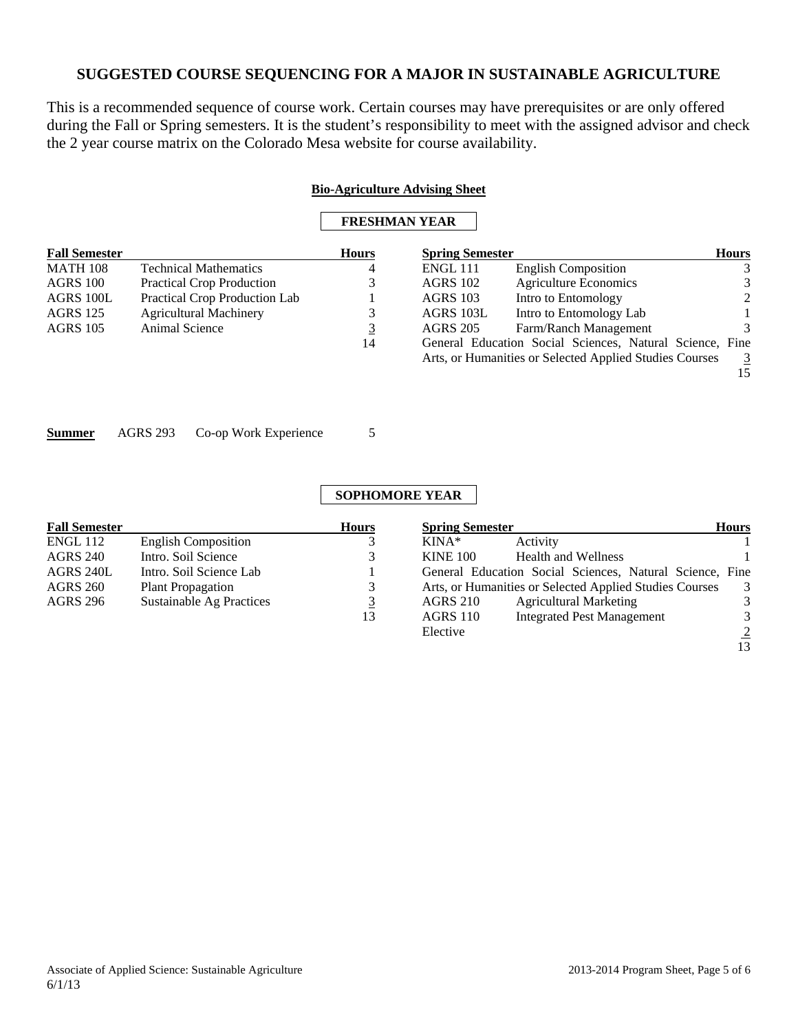## SUGGESTED COURSE SEQUENCING FOR A MAJOR IN SUSTAINABLE AGRICULTURE

This is a recommended sequence of course work. Certain courses may have prerequisites or are only offered during the Fall or Spring semesters. It is the student's responsibility to meet with the assigned advisor and check the 2 year course matrix on the Colorado Mesa website for course availability.

**Bio-Agriculture Advising Sheet**

### FRESHMAN YEAR

| Fall Semester | | Hours |
|---|---|---|
| MATH 108 | Technical Mathematics | 4 |
| AGRS 100 | Practical Crop Production | 3 |
| AGRS 100L | Practical Crop Production Lab | 1 |
| AGRS 125 | Agricultural Machinery | 3 |
| AGRS 105 | Animal Science | 3 |
| | | 14 |

| Spring Semester | | Hours |
|---|---|---|
| ENGL 111 | English Composition | 3 |
| AGRS 102 | Agriculture Economics | 3 |
| AGRS 103 | Intro to Entomology | 2 |
| AGRS 103L | Intro to Entomology Lab | 1 |
| AGRS 205 | Farm/Ranch Management | 3 |
| General Education Social Sciences, Natural Science, Fine Arts, or Humanities or Selected Applied Studies Courses | | 3 |
| | | 15 |

**Summer** AGRS 293 Co-op Work Experience 5

### SOPHOMORE YEAR

| Fall Semester | | Hours |
|---|---|---|
| ENGL 112 | English Composition | 3 |
| AGRS 240 | Intro. Soil Science | 3 |
| AGRS 240L | Intro. Soil Science Lab | 1 |
| AGRS 260 | Plant Propagation | 3 |
| AGRS 296 | Sustainable Ag Practices | 3 |
| | | 13 |

| Spring Semester | | Hours |
|---|---|---|
| KINA* | Activity | 1 |
| KINE 100 | Health and Wellness | 1 |
| General Education Social Sciences, Natural Science, Fine Arts, or Humanities or Selected Applied Studies Courses | | 3 |
| AGRS 210 | Agricultural Marketing | 3 |
| AGRS 110 | Integrated Pest Management | 3 |
| Elective | | 2 |
| | | 13 |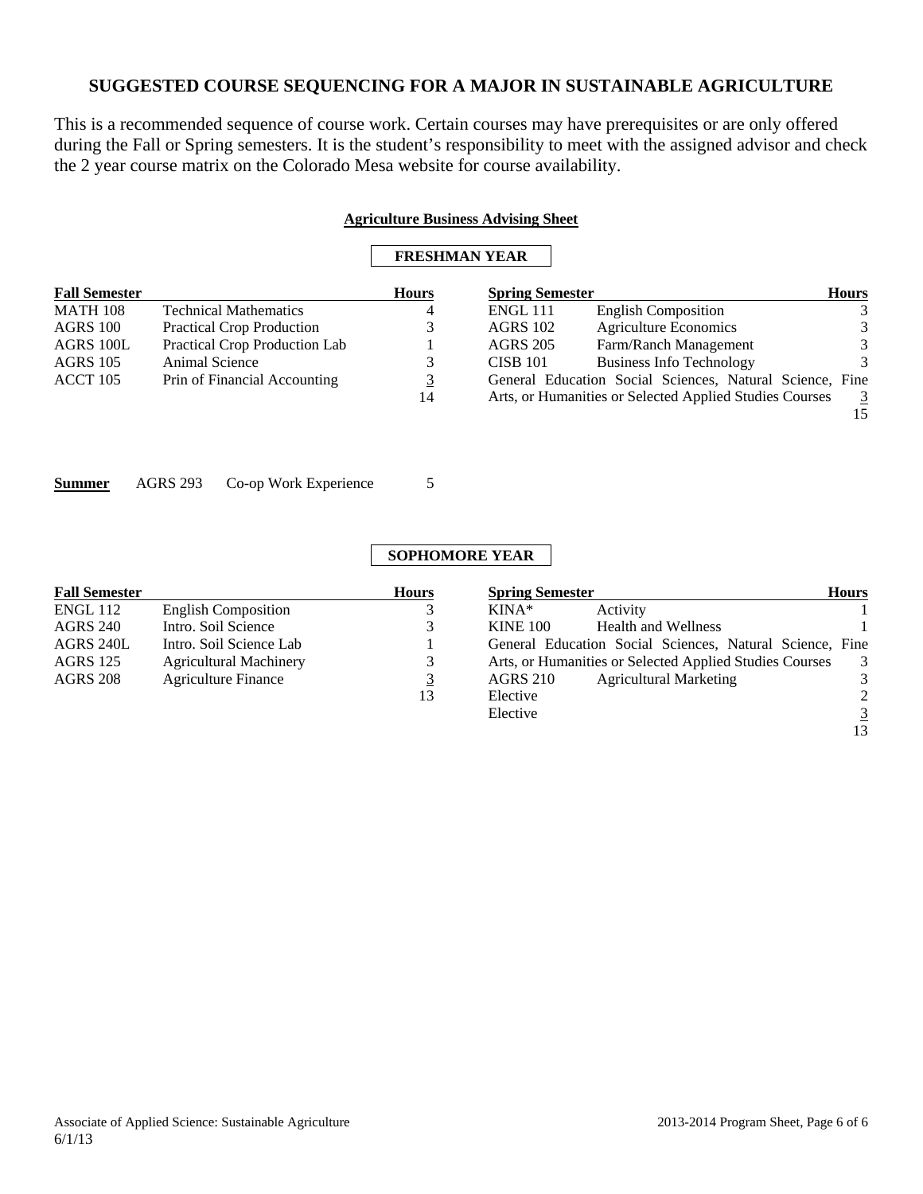## SUGGESTED COURSE SEQUENCING FOR A MAJOR IN SUSTAINABLE AGRICULTURE

This is a recommended sequence of course work. Certain courses may have prerequisites or are only offered during the Fall or Spring semesters. It is the student's responsibility to meet with the assigned advisor and check the 2 year course matrix on the Colorado Mesa website for course availability.

### Agriculture Business Advising Sheet

#### FRESHMAN YEAR

| Fall Semester | | Hours |
|---|---|---|
| MATH 108 | Technical Mathematics | 4 |
| AGRS 100 | Practical Crop Production | 3 |
| AGRS 100L | Practical Crop Production Lab | 1 |
| AGRS 105 | Animal Science | 3 |
| ACCT 105 | Prin of Financial Accounting | 3 |
| | | 14 |

| Spring Semester | | Hours |
|---|---|---|
| ENGL 111 | English Composition | 3 |
| AGRS 102 | Agriculture Economics | 3 |
| AGRS 205 | Farm/Ranch Management | 3 |
| CISB 101 | Business Info Technology | 3 |
| General Education Social Sciences, Natural Science, Fine Arts, or Humanities or Selected Applied Studies Courses | | 3 |
| | | 15 |

**Summer** AGRS 293 Co-op Work Experience 5

#### SOPHOMORE YEAR

| Fall Semester | | Hours |
|---|---|---|
| ENGL 112 | English Composition | 3 |
| AGRS 240 | Intro. Soil Science | 3 |
| AGRS 240L | Intro. Soil Science Lab | 1 |
| AGRS 125 | Agricultural Machinery | 3 |
| AGRS 208 | Agriculture Finance | 3 |
| | | 13 |

| Spring Semester | | Hours |
|---|---|---|
| KINA* | Activity | 1 |
| KINE 100 | Health and Wellness | 1 |
| General Education Social Sciences, Natural Science, Fine Arts, or Humanities or Selected Applied Studies Courses | | 3 |
| AGRS 210 | Agricultural Marketing | 3 |
| Elective | | 2 |
| Elective | | 3 |
| | | 13 |